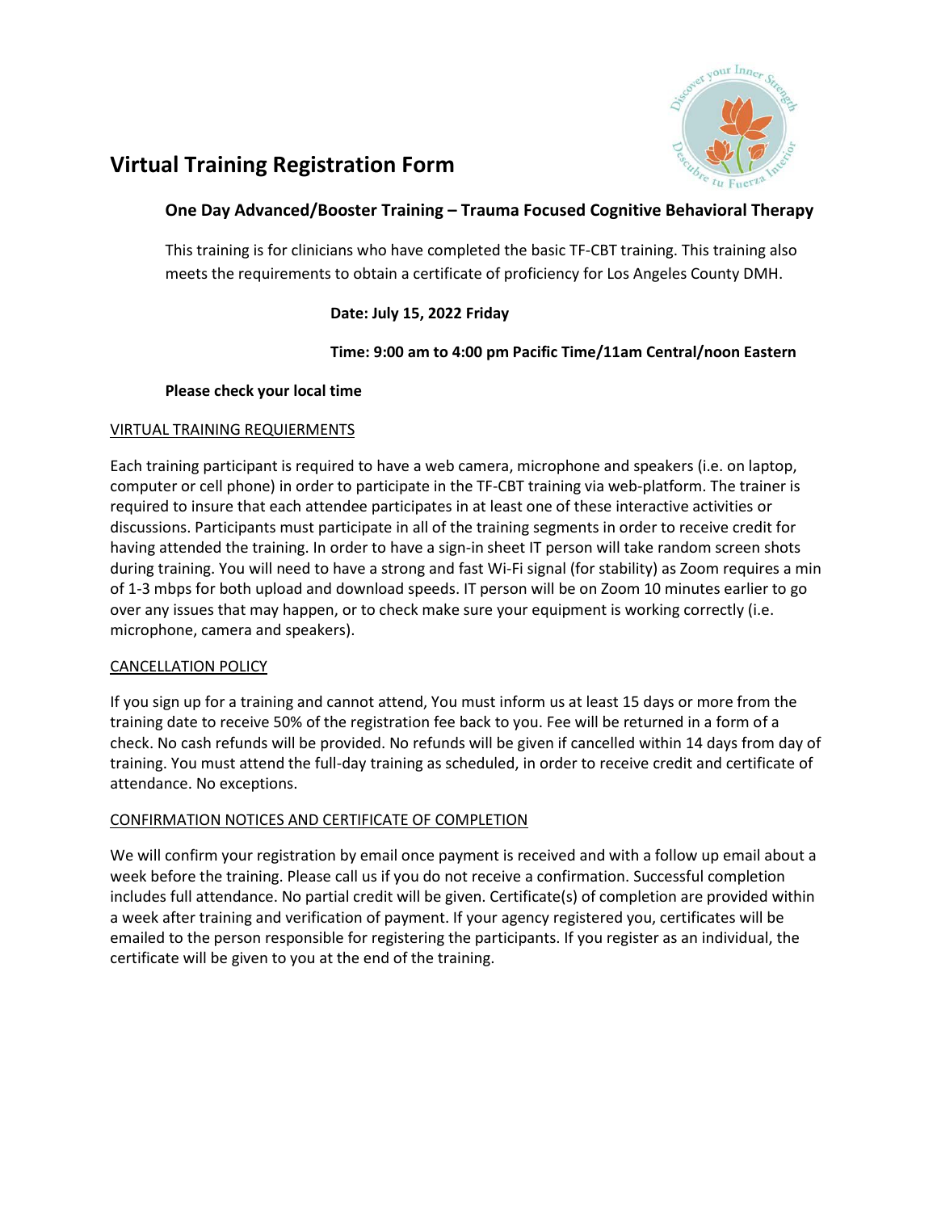# Virtual Training Registration Form

## One Day Advanced/Booster Training – Trauma Focused Cognitive Behavioral Therapy

This training is for clinicians who have completed the basic TF-CBT training. This training also meets the requirements to obtain a certificate of proficiency for Los Angeles County DMH.

**Date: July 15, 2022 Friday**

**Time: 9:00 am to 4:00 pm Pacific Time/11am Central/noon Eastern**

**Please check your local time**

VIRTUAL TRAINING REQUIERMENTS

Each training participant is required to have a web camera, microphone and speakers (i.e. on laptop, computer or cell phone) in order to participate in the TF-CBT training via web-platform. The trainer is required to insure that each attendee participates in at least one of these interactive activities or discussions. Participants must participate in all of the training segments in order to receive credit for having attended the training. In order to have a sign-in sheet IT person will take random screen shots during training. You will need to have a strong and fast Wi-Fi signal (for stability) as Zoom requires a min of 1-3 mbps for both upload and download speeds. IT person will be on Zoom 10 minutes earlier to go over any issues that may happen, or to check make sure your equipment is working correctly (i.e. microphone, camera and speakers).

CANCELLATION POLICY

If you sign up for a training and cannot attend, You must inform us at least 15 days or more from the training date to receive 50% of the registration fee back to you. Fee will be returned in a form of a check. No cash refunds will be provided. No refunds will be given if cancelled within 14 days from day of training. You must attend the full-day training as scheduled, in order to receive credit and certificate of attendance. No exceptions.

CONFIRMATION NOTICES AND CERTIFICATE OF COMPLETION

We will confirm your registration by email once payment is received and with a follow up email about a week before the training. Please call us if you do not receive a confirmation. Successful completion includes full attendance. No partial credit will be given. Certificate(s) of completion are provided within a week after training and verification of payment. If your agency registered you, certificates will be emailed to the person responsible for registering the participants. If you register as an individual, the certificate will be given to you at the end of the training.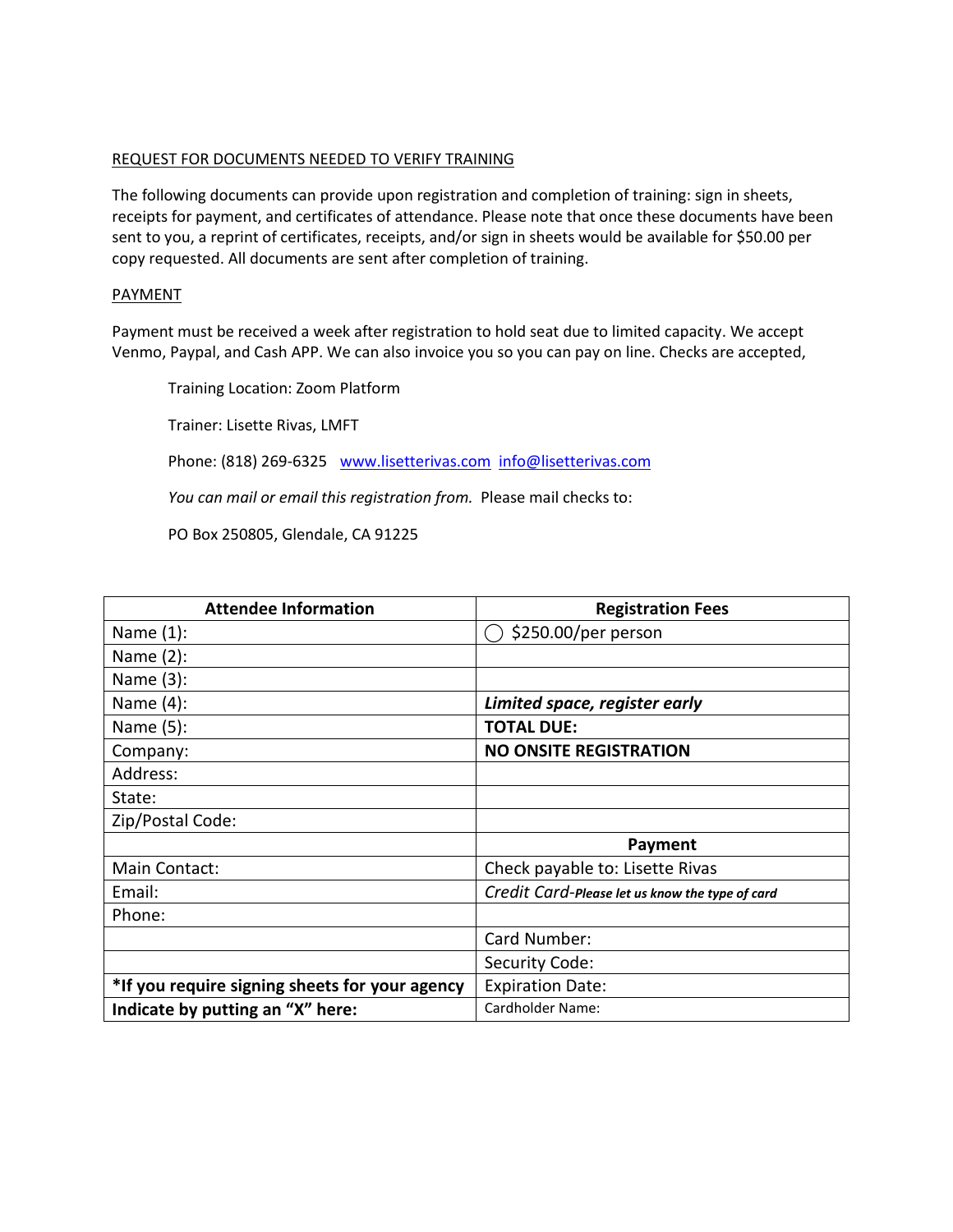REQUEST FOR DOCUMENTS NEEDED TO VERIFY TRAINING

The following documents can provide upon registration and completion of training: sign in sheets, receipts for payment, and certificates of attendance. Please note that once these documents have been sent to you, a reprint of certificates, receipts, and/or sign in sheets would be available for $50.00 per copy requested. All documents are sent after completion of training.

PAYMENT

Payment must be received a week after registration to hold seat due to limited capacity. We accept Venmo, Paypal, and Cash APP. We can also invoice you so you can pay on line. Checks are accepted,

Training Location: Zoom Platform

Trainer: Lisette Rivas, LMFT

Phone: (818) 269-6325 [www.lisetterivas.com](http://www.lisetterivas.com) [info@lisetterivas.com](mailto:info@lisetterivas.com)

*You can mail or email this registration from.* Please mail checks to:

PO Box 250805, Glendale, CA 91225

| **Attendee Information** | **Registration Fees** |
|---|---|
| Name (1): | ◯ $250.00/per person |
| Name (2): | |
| Name (3): | |
| Name (4): | ***Limited space, register early*** |
| Name (5): | **TOTAL DUE:** |
| Company: | **NO ONSITE REGISTRATION** |
| Address: | |
| State: | |
| Zip/Postal Code: | |
| | **Payment** |
| Main Contact: | Check payable to: Lisette Rivas |
| Email: | *Credit Card-**Please let us know the type of card*** |
| Phone: | |
| | Card Number: |
| | Security Code: |
| **\*If you require signing sheets for your agency** | Expiration Date: |
| **Indicate by putting an "X" here:** | Cardholder Name: |